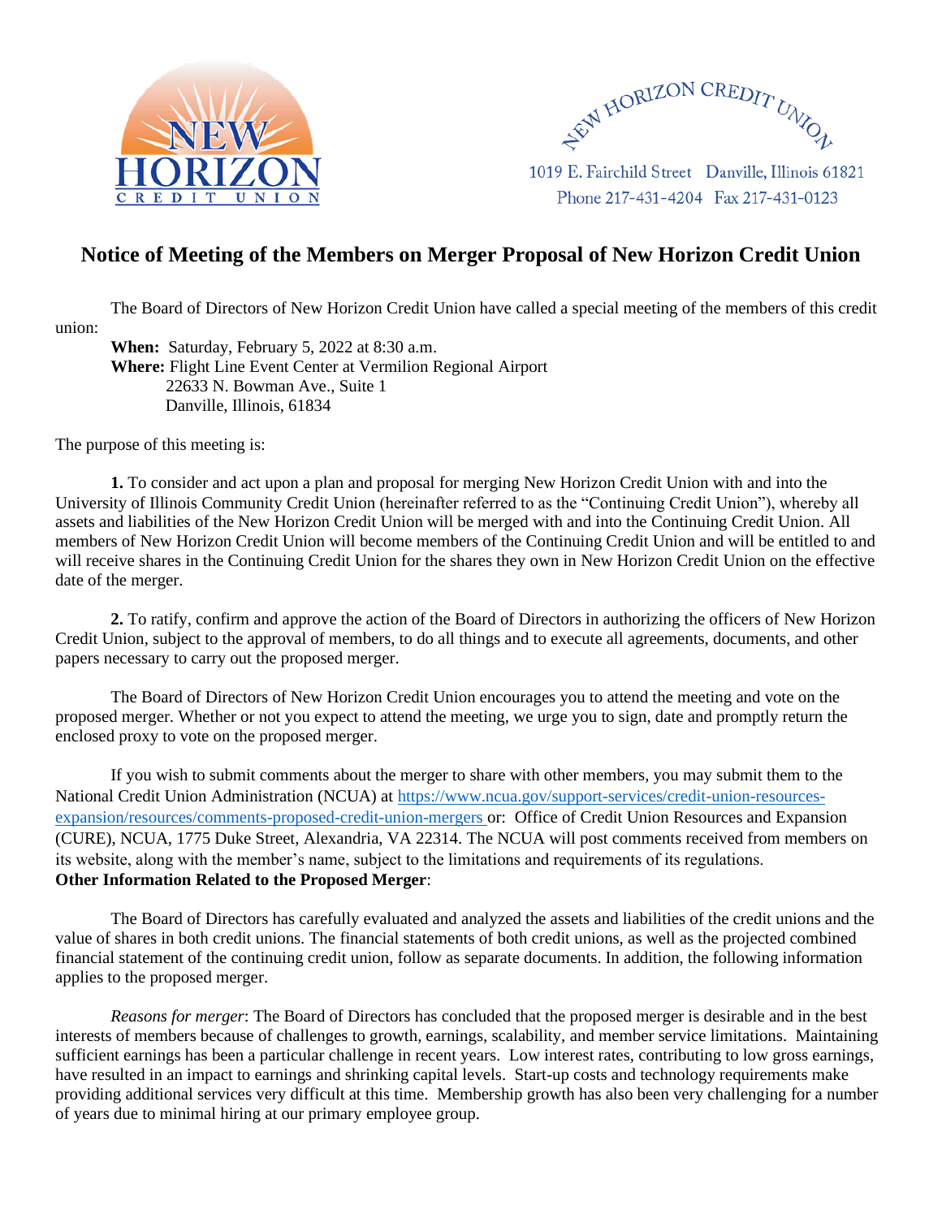NEW HORIZON CREDIT UNION

NEW HORIZON CREDIT UNION

1019 E. Fairchild Street Danville, Illinois 61821
Phone 217-431-4204 Fax 217-431-0123

# Notice of Meeting of the Members on Merger Proposal of New Horizon Credit Union

The Board of Directors of New Horizon Credit Union have called a special meeting of the members of this credit union:

**When:** Saturday, February 5, 2022 at 8:30 a.m.
**Where:** Flight Line Event Center at Vermilion Regional Airport
22633 N. Bowman Ave., Suite 1
Danville, Illinois, 61834

The purpose of this meeting is:

**1.** To consider and act upon a plan and proposal for merging New Horizon Credit Union with and into the University of Illinois Community Credit Union (hereinafter referred to as the "Continuing Credit Union"), whereby all assets and liabilities of the New Horizon Credit Union will be merged with and into the Continuing Credit Union. All members of New Horizon Credit Union will become members of the Continuing Credit Union and will be entitled to and will receive shares in the Continuing Credit Union for the shares they own in New Horizon Credit Union on the effective date of the merger.

**2.** To ratify, confirm and approve the action of the Board of Directors in authorizing the officers of New Horizon Credit Union, subject to the approval of members, to do all things and to execute all agreements, documents, and other papers necessary to carry out the proposed merger.

The Board of Directors of New Horizon Credit Union encourages you to attend the meeting and vote on the proposed merger. Whether or not you expect to attend the meeting, we urge you to sign, date and promptly return the enclosed proxy to vote on the proposed merger.

If you wish to submit comments about the merger to share with other members, you may submit them to the National Credit Union Administration (NCUA) at https://www.ncua.gov/support-services/credit-union-resources-expansion/resources/comments-proposed-credit-union-mergers or: Office of Credit Union Resources and Expansion (CURE), NCUA, 1775 Duke Street, Alexandria, VA 22314. The NCUA will post comments received from members on its website, along with the member's name, subject to the limitations and requirements of its regulations.

**Other Information Related to the Proposed Merger**:

The Board of Directors has carefully evaluated and analyzed the assets and liabilities of the credit unions and the value of shares in both credit unions. The financial statements of both credit unions, as well as the projected combined financial statement of the continuing credit union, follow as separate documents. In addition, the following information applies to the proposed merger.

*Reasons for merger*: The Board of Directors has concluded that the proposed merger is desirable and in the best interests of members because of challenges to growth, earnings, scalability, and member service limitations. Maintaining sufficient earnings has been a particular challenge in recent years. Low interest rates, contributing to low gross earnings, have resulted in an impact to earnings and shrinking capital levels. Start-up costs and technology requirements make providing additional services very difficult at this time. Membership growth has also been very challenging for a number of years due to minimal hiring at our primary employee group.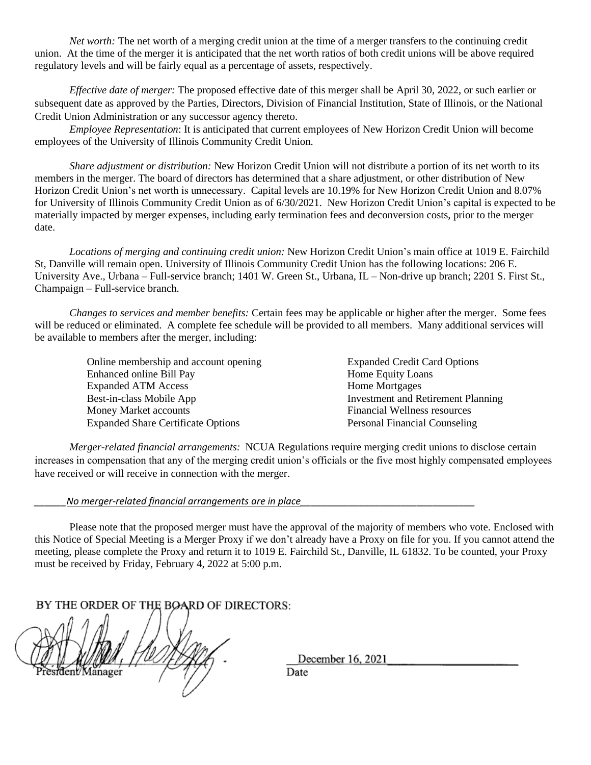*Net worth:* The net worth of a merging credit union at the time of a merger transfers to the continuing credit union. At the time of the merger it is anticipated that the net worth ratios of both credit unions will be above required regulatory levels and will be fairly equal as a percentage of assets, respectively.

*Effective date of merger:* The proposed effective date of this merger shall be April 30, 2022, or such earlier or subsequent date as approved by the Parties, Directors, Division of Financial Institution, State of Illinois, or the National Credit Union Administration or any successor agency thereto.

*Employee Representation*: It is anticipated that current employees of New Horizon Credit Union will become employees of the University of Illinois Community Credit Union.

*Share adjustment or distribution:* New Horizon Credit Union will not distribute a portion of its net worth to its members in the merger. The board of directors has determined that a share adjustment, or other distribution of New Horizon Credit Union's net worth is unnecessary. Capital levels are 10.19% for New Horizon Credit Union and 8.07% for University of Illinois Community Credit Union as of 6/30/2021. New Horizon Credit Union's capital is expected to be materially impacted by merger expenses, including early termination fees and deconversion costs, prior to the merger date.

*Locations of merging and continuing credit union:* New Horizon Credit Union's main office at 1019 E. Fairchild St, Danville will remain open. University of Illinois Community Credit Union has the following locations: 206 E. University Ave., Urbana – Full-service branch; 1401 W. Green St., Urbana, IL – Non-drive up branch; 2201 S. First St., Champaign – Full-service branch.

*Changes to services and member benefits:* Certain fees may be applicable or higher after the merger. Some fees will be reduced or eliminated. A complete fee schedule will be provided to all members. Many additional services will be available to members after the merger, including:

- Online membership and account opening
- Enhanced online Bill Pay
- Expanded ATM Access
- Best-in-class Mobile App
- Money Market accounts
- Expanded Share Certificate Options
- Expanded Credit Card Options
- Home Equity Loans
- Home Mortgages
- Investment and Retirement Planning
- Financial Wellness resources
- Personal Financial Counseling

*Merger-related financial arrangements:* NCUA Regulations require merging credit unions to disclose certain increases in compensation that any of the merging credit union's officials or the five most highly compensated employees have received or will receive in connection with the merger.

______*No merger-related financial arrangements are in place*__________________________________

Please note that the proposed merger must have the approval of the majority of members who vote. Enclosed with this Notice of Special Meeting is a Merger Proxy if we don't already have a Proxy on file for you. If you cannot attend the meeting, please complete the Proxy and return it to 1019 E. Fairchild St., Danville, IL 61832. To be counted, your Proxy must be received by Friday, February 4, 2022 at 5:00 p.m.

BY THE ORDER OF THE BOARD OF DIRECTORS:

President/Manager

December 16, 2021
Date